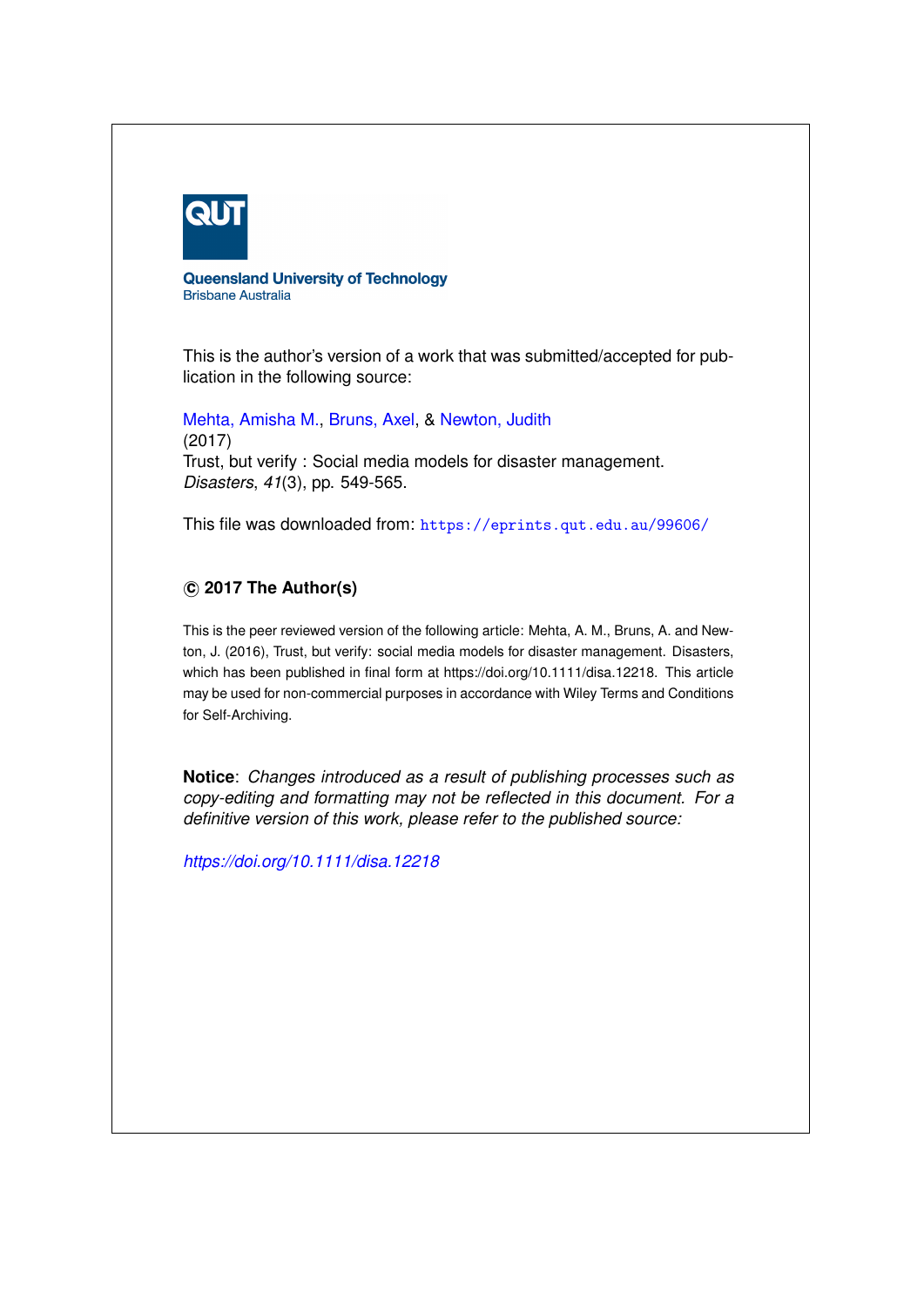Queensland University of Technology
Brisbane Australia

This is the author's version of a work that was submitted/accepted for publication in the following source:

Mehta, Amisha M., Bruns, Axel, & Newton, Judith
(2017)
Trust, but verify : Social media models for disaster management.
*Disasters*, *41*(3), pp. 549-565.

This file was downloaded from: https://eprints.qut.edu.au/99606/

**© 2017 The Author(s)**

This is the peer reviewed version of the following article: Mehta, A. M., Bruns, A. and Newton, J. (2016), Trust, but verify: social media models for disaster management. Disasters, which has been published in final form at https://doi.org/10.1111/disa.12218. This article may be used for non-commercial purposes in accordance with Wiley Terms and Conditions for Self-Archiving.

**Notice**: *Changes introduced as a result of publishing processes such as copy-editing and formatting may not be reflected in this document. For a definitive version of this work, please refer to the published source:*

*https://doi.org/10.1111/disa.12218*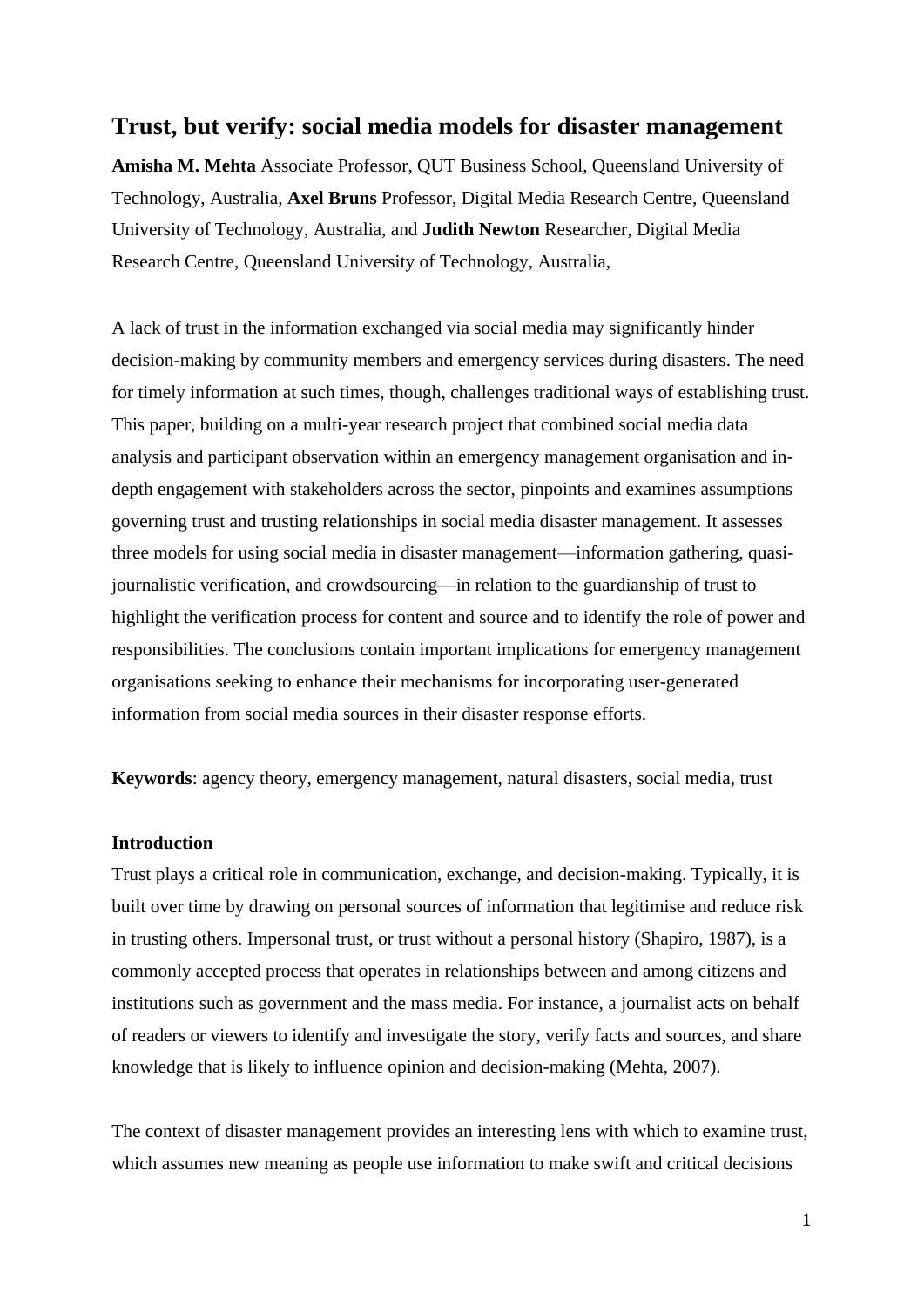# Trust, but verify: social media models for disaster management

**Amisha M. Mehta** Associate Professor, QUT Business School, Queensland University of Technology, Australia, **Axel Bruns** Professor, Digital Media Research Centre, Queensland University of Technology, Australia, and **Judith Newton** Researcher, Digital Media Research Centre, Queensland University of Technology, Australia,

A lack of trust in the information exchanged via social media may significantly hinder decision-making by community members and emergency services during disasters. The need for timely information at such times, though, challenges traditional ways of establishing trust. This paper, building on a multi-year research project that combined social media data analysis and participant observation within an emergency management organisation and in-depth engagement with stakeholders across the sector, pinpoints and examines assumptions governing trust and trusting relationships in social media disaster management. It assesses three models for using social media in disaster management—information gathering, quasi-journalistic verification, and crowdsourcing—in relation to the guardianship of trust to highlight the verification process for content and source and to identify the role of power and responsibilities. The conclusions contain important implications for emergency management organisations seeking to enhance their mechanisms for incorporating user-generated information from social media sources in their disaster response efforts.

**Keywords**: agency theory, emergency management, natural disasters, social media, trust

## Introduction

Trust plays a critical role in communication, exchange, and decision-making. Typically, it is built over time by drawing on personal sources of information that legitimise and reduce risk in trusting others. Impersonal trust, or trust without a personal history (Shapiro, 1987), is a commonly accepted process that operates in relationships between and among citizens and institutions such as government and the mass media. For instance, a journalist acts on behalf of readers or viewers to identify and investigate the story, verify facts and sources, and share knowledge that is likely to influence opinion and decision-making (Mehta, 2007).

The context of disaster management provides an interesting lens with which to examine trust, which assumes new meaning as people use information to make swift and critical decisions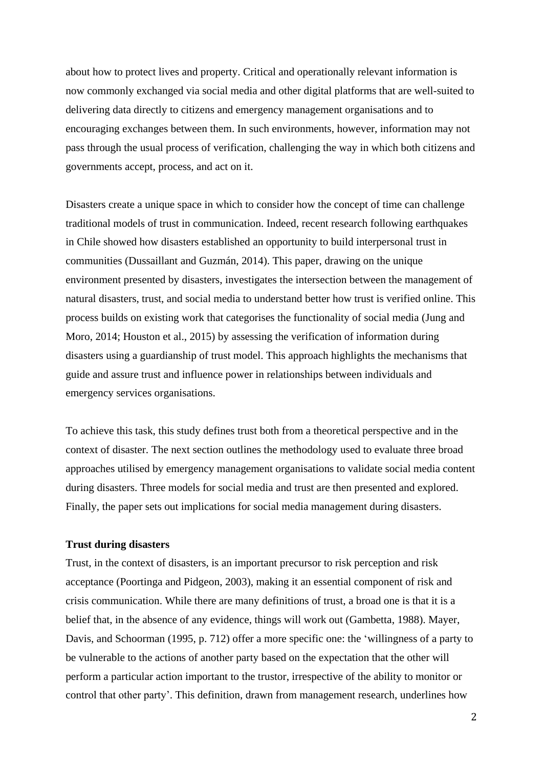about how to protect lives and property. Critical and operationally relevant information is now commonly exchanged via social media and other digital platforms that are well-suited to delivering data directly to citizens and emergency management organisations and to encouraging exchanges between them. In such environments, however, information may not pass through the usual process of verification, challenging the way in which both citizens and governments accept, process, and act on it.

Disasters create a unique space in which to consider how the concept of time can challenge traditional models of trust in communication. Indeed, recent research following earthquakes in Chile showed how disasters established an opportunity to build interpersonal trust in communities (Dussaillant and Guzmán, 2014). This paper, drawing on the unique environment presented by disasters, investigates the intersection between the management of natural disasters, trust, and social media to understand better how trust is verified online. This process builds on existing work that categorises the functionality of social media (Jung and Moro, 2014; Houston et al., 2015) by assessing the verification of information during disasters using a guardianship of trust model. This approach highlights the mechanisms that guide and assure trust and influence power in relationships between individuals and emergency services organisations.

To achieve this task, this study defines trust both from a theoretical perspective and in the context of disaster. The next section outlines the methodology used to evaluate three broad approaches utilised by emergency management organisations to validate social media content during disasters. Three models for social media and trust are then presented and explored. Finally, the paper sets out implications for social media management during disasters.

**Trust during disasters**

Trust, in the context of disasters, is an important precursor to risk perception and risk acceptance (Poortinga and Pidgeon, 2003), making it an essential component of risk and crisis communication. While there are many definitions of trust, a broad one is that it is a belief that, in the absence of any evidence, things will work out (Gambetta, 1988). Mayer, Davis, and Schoorman (1995, p. 712) offer a more specific one: the 'willingness of a party to be vulnerable to the actions of another party based on the expectation that the other will perform a particular action important to the trustor, irrespective of the ability to monitor or control that other party'. This definition, drawn from management research, underlines how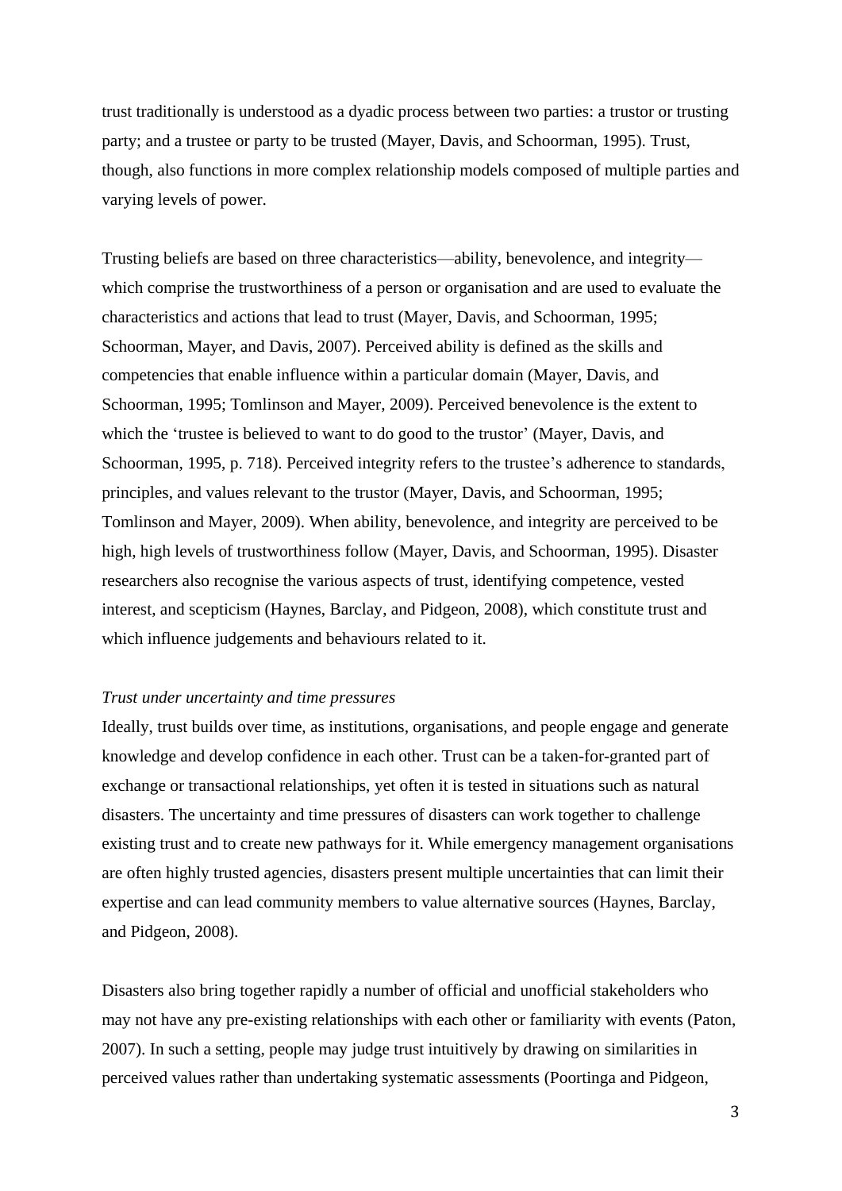trust traditionally is understood as a dyadic process between two parties: a trustor or trusting party; and a trustee or party to be trusted (Mayer, Davis, and Schoorman, 1995). Trust, though, also functions in more complex relationship models composed of multiple parties and varying levels of power.

Trusting beliefs are based on three characteristics—ability, benevolence, and integrity—which comprise the trustworthiness of a person or organisation and are used to evaluate the characteristics and actions that lead to trust (Mayer, Davis, and Schoorman, 1995; Schoorman, Mayer, and Davis, 2007). Perceived ability is defined as the skills and competencies that enable influence within a particular domain (Mayer, Davis, and Schoorman, 1995; Tomlinson and Mayer, 2009). Perceived benevolence is the extent to which the 'trustee is believed to want to do good to the trustor' (Mayer, Davis, and Schoorman, 1995, p. 718). Perceived integrity refers to the trustee's adherence to standards, principles, and values relevant to the trustor (Mayer, Davis, and Schoorman, 1995; Tomlinson and Mayer, 2009). When ability, benevolence, and integrity are perceived to be high, high levels of trustworthiness follow (Mayer, Davis, and Schoorman, 1995). Disaster researchers also recognise the various aspects of trust, identifying competence, vested interest, and scepticism (Haynes, Barclay, and Pidgeon, 2008), which constitute trust and which influence judgements and behaviours related to it.

### *Trust under uncertainty and time pressures*

Ideally, trust builds over time, as institutions, organisations, and people engage and generate knowledge and develop confidence in each other. Trust can be a taken-for-granted part of exchange or transactional relationships, yet often it is tested in situations such as natural disasters. The uncertainty and time pressures of disasters can work together to challenge existing trust and to create new pathways for it. While emergency management organisations are often highly trusted agencies, disasters present multiple uncertainties that can limit their expertise and can lead community members to value alternative sources (Haynes, Barclay, and Pidgeon, 2008).

Disasters also bring together rapidly a number of official and unofficial stakeholders who may not have any pre-existing relationships with each other or familiarity with events (Paton, 2007). In such a setting, people may judge trust intuitively by drawing on similarities in perceived values rather than undertaking systematic assessments (Poortinga and Pidgeon,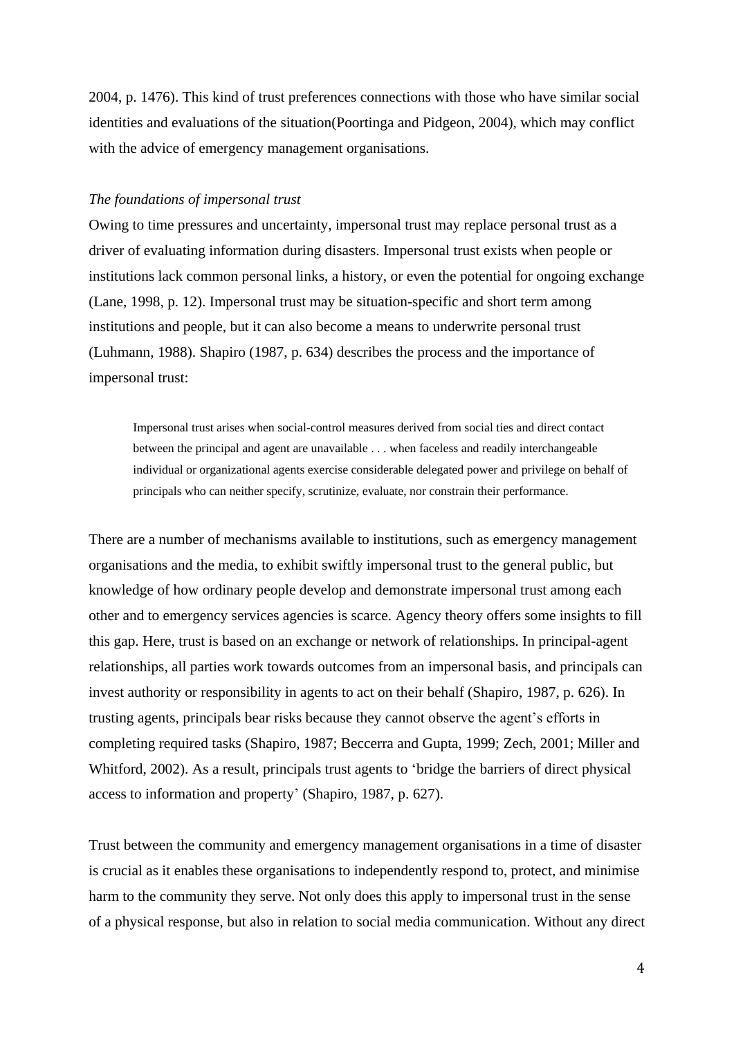2004, p. 1476). This kind of trust preferences connections with those who have similar social identities and evaluations of the situation(Poortinga and Pidgeon, 2004), which may conflict with the advice of emergency management organisations.

*The foundations of impersonal trust*

Owing to time pressures and uncertainty, impersonal trust may replace personal trust as a driver of evaluating information during disasters. Impersonal trust exists when people or institutions lack common personal links, a history, or even the potential for ongoing exchange (Lane, 1998, p. 12). Impersonal trust may be situation-specific and short term among institutions and people, but it can also become a means to underwrite personal trust (Luhmann, 1988). Shapiro (1987, p. 634) describes the process and the importance of impersonal trust:

> Impersonal trust arises when social-control measures derived from social ties and direct contact between the principal and agent are unavailable . . . when faceless and readily interchangeable individual or organizational agents exercise considerable delegated power and privilege on behalf of principals who can neither specify, scrutinize, evaluate, nor constrain their performance.

There are a number of mechanisms available to institutions, such as emergency management organisations and the media, to exhibit swiftly impersonal trust to the general public, but knowledge of how ordinary people develop and demonstrate impersonal trust among each other and to emergency services agencies is scarce. Agency theory offers some insights to fill this gap. Here, trust is based on an exchange or network of relationships. In principal-agent relationships, all parties work towards outcomes from an impersonal basis, and principals can invest authority or responsibility in agents to act on their behalf (Shapiro, 1987, p. 626). In trusting agents, principals bear risks because they cannot observe the agent's efforts in completing required tasks (Shapiro, 1987; Beccerra and Gupta, 1999; Zech, 2001; Miller and Whitford, 2002). As a result, principals trust agents to 'bridge the barriers of direct physical access to information and property' (Shapiro, 1987, p. 627).

Trust between the community and emergency management organisations in a time of disaster is crucial as it enables these organisations to independently respond to, protect, and minimise harm to the community they serve. Not only does this apply to impersonal trust in the sense of a physical response, but also in relation to social media communication. Without any direct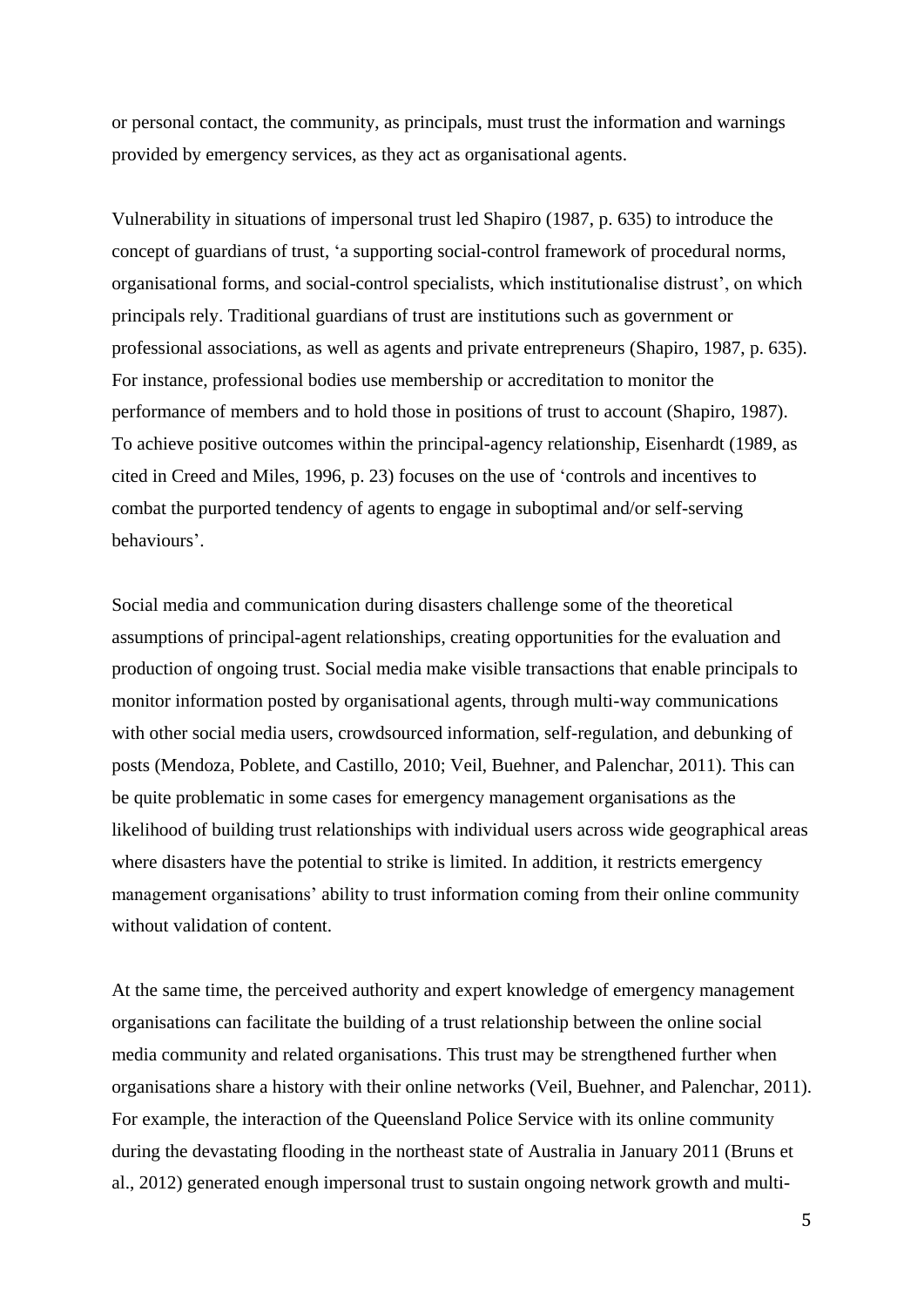or personal contact, the community, as principals, must trust the information and warnings provided by emergency services, as they act as organisational agents.

Vulnerability in situations of impersonal trust led Shapiro (1987, p. 635) to introduce the concept of guardians of trust, 'a supporting social-control framework of procedural norms, organisational forms, and social-control specialists, which institutionalise distrust', on which principals rely. Traditional guardians of trust are institutions such as government or professional associations, as well as agents and private entrepreneurs (Shapiro, 1987, p. 635). For instance, professional bodies use membership or accreditation to monitor the performance of members and to hold those in positions of trust to account (Shapiro, 1987). To achieve positive outcomes within the principal-agency relationship, Eisenhardt (1989, as cited in Creed and Miles, 1996, p. 23) focuses on the use of 'controls and incentives to combat the purported tendency of agents to engage in suboptimal and/or self-serving behaviours'.

Social media and communication during disasters challenge some of the theoretical assumptions of principal-agent relationships, creating opportunities for the evaluation and production of ongoing trust. Social media make visible transactions that enable principals to monitor information posted by organisational agents, through multi-way communications with other social media users, crowdsourced information, self-regulation, and debunking of posts (Mendoza, Poblete, and Castillo, 2010; Veil, Buehner, and Palenchar, 2011). This can be quite problematic in some cases for emergency management organisations as the likelihood of building trust relationships with individual users across wide geographical areas where disasters have the potential to strike is limited. In addition, it restricts emergency management organisations' ability to trust information coming from their online community without validation of content.

At the same time, the perceived authority and expert knowledge of emergency management organisations can facilitate the building of a trust relationship between the online social media community and related organisations. This trust may be strengthened further when organisations share a history with their online networks (Veil, Buehner, and Palenchar, 2011). For example, the interaction of the Queensland Police Service with its online community during the devastating flooding in the northeast state of Australia in January 2011 (Bruns et al., 2012) generated enough impersonal trust to sustain ongoing network growth and multi-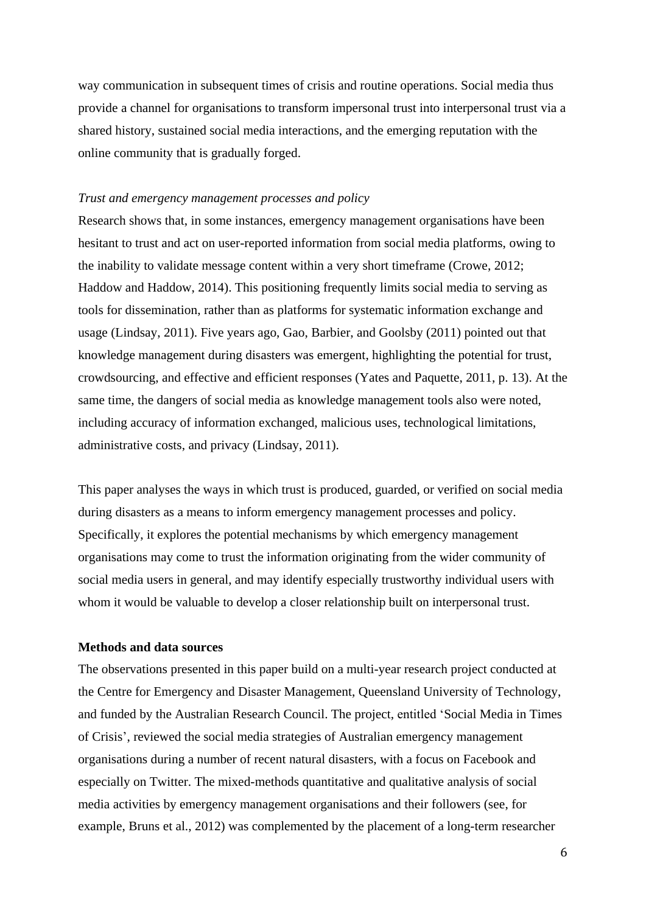way communication in subsequent times of crisis and routine operations. Social media thus provide a channel for organisations to transform impersonal trust into interpersonal trust via a shared history, sustained social media interactions, and the emerging reputation with the online community that is gradually forged.

*Trust and emergency management processes and policy*

Research shows that, in some instances, emergency management organisations have been hesitant to trust and act on user-reported information from social media platforms, owing to the inability to validate message content within a very short timeframe (Crowe, 2012; Haddow and Haddow, 2014). This positioning frequently limits social media to serving as tools for dissemination, rather than as platforms for systematic information exchange and usage (Lindsay, 2011). Five years ago, Gao, Barbier, and Goolsby (2011) pointed out that knowledge management during disasters was emergent, highlighting the potential for trust, crowdsourcing, and effective and efficient responses (Yates and Paquette, 2011, p. 13). At the same time, the dangers of social media as knowledge management tools also were noted, including accuracy of information exchanged, malicious uses, technological limitations, administrative costs, and privacy (Lindsay, 2011).

This paper analyses the ways in which trust is produced, guarded, or verified on social media during disasters as a means to inform emergency management processes and policy. Specifically, it explores the potential mechanisms by which emergency management organisations may come to trust the information originating from the wider community of social media users in general, and may identify especially trustworthy individual users with whom it would be valuable to develop a closer relationship built on interpersonal trust.

## Methods and data sources

The observations presented in this paper build on a multi-year research project conducted at the Centre for Emergency and Disaster Management, Queensland University of Technology, and funded by the Australian Research Council. The project, entitled 'Social Media in Times of Crisis', reviewed the social media strategies of Australian emergency management organisations during a number of recent natural disasters, with a focus on Facebook and especially on Twitter. The mixed-methods quantitative and qualitative analysis of social media activities by emergency management organisations and their followers (see, for example, Bruns et al., 2012) was complemented by the placement of a long-term researcher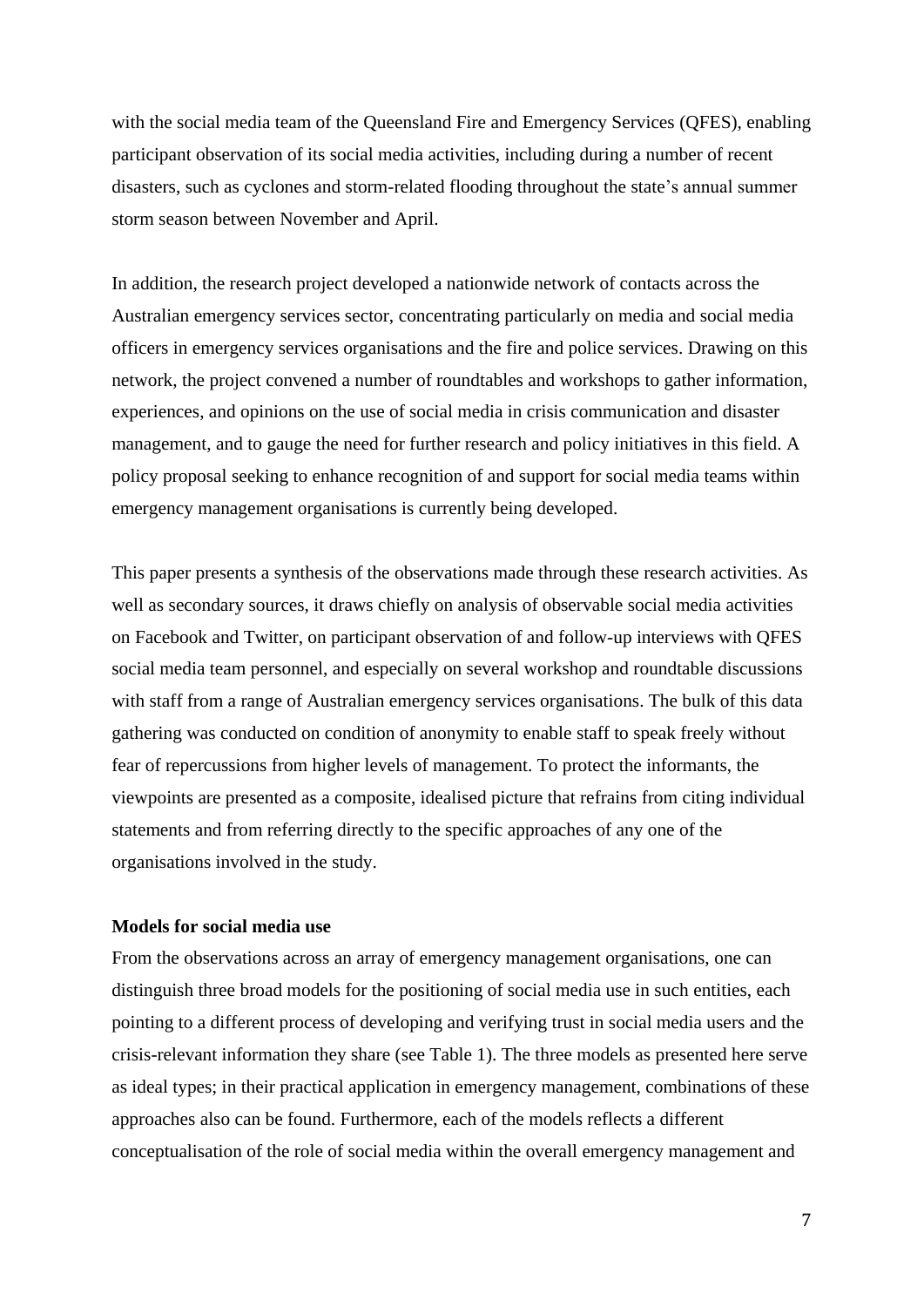with the social media team of the Queensland Fire and Emergency Services (QFES), enabling participant observation of its social media activities, including during a number of recent disasters, such as cyclones and storm-related flooding throughout the state's annual summer storm season between November and April.

In addition, the research project developed a nationwide network of contacts across the Australian emergency services sector, concentrating particularly on media and social media officers in emergency services organisations and the fire and police services. Drawing on this network, the project convened a number of roundtables and workshops to gather information, experiences, and opinions on the use of social media in crisis communication and disaster management, and to gauge the need for further research and policy initiatives in this field. A policy proposal seeking to enhance recognition of and support for social media teams within emergency management organisations is currently being developed.

This paper presents a synthesis of the observations made through these research activities. As well as secondary sources, it draws chiefly on analysis of observable social media activities on Facebook and Twitter, on participant observation of and follow-up interviews with QFES social media team personnel, and especially on several workshop and roundtable discussions with staff from a range of Australian emergency services organisations. The bulk of this data gathering was conducted on condition of anonymity to enable staff to speak freely without fear of repercussions from higher levels of management. To protect the informants, the viewpoints are presented as a composite, idealised picture that refrains from citing individual statements and from referring directly to the specific approaches of any one of the organisations involved in the study.

**Models for social media use**

From the observations across an array of emergency management organisations, one can distinguish three broad models for the positioning of social media use in such entities, each pointing to a different process of developing and verifying trust in social media users and the crisis-relevant information they share (see Table 1). The three models as presented here serve as ideal types; in their practical application in emergency management, combinations of these approaches also can be found. Furthermore, each of the models reflects a different conceptualisation of the role of social media within the overall emergency management and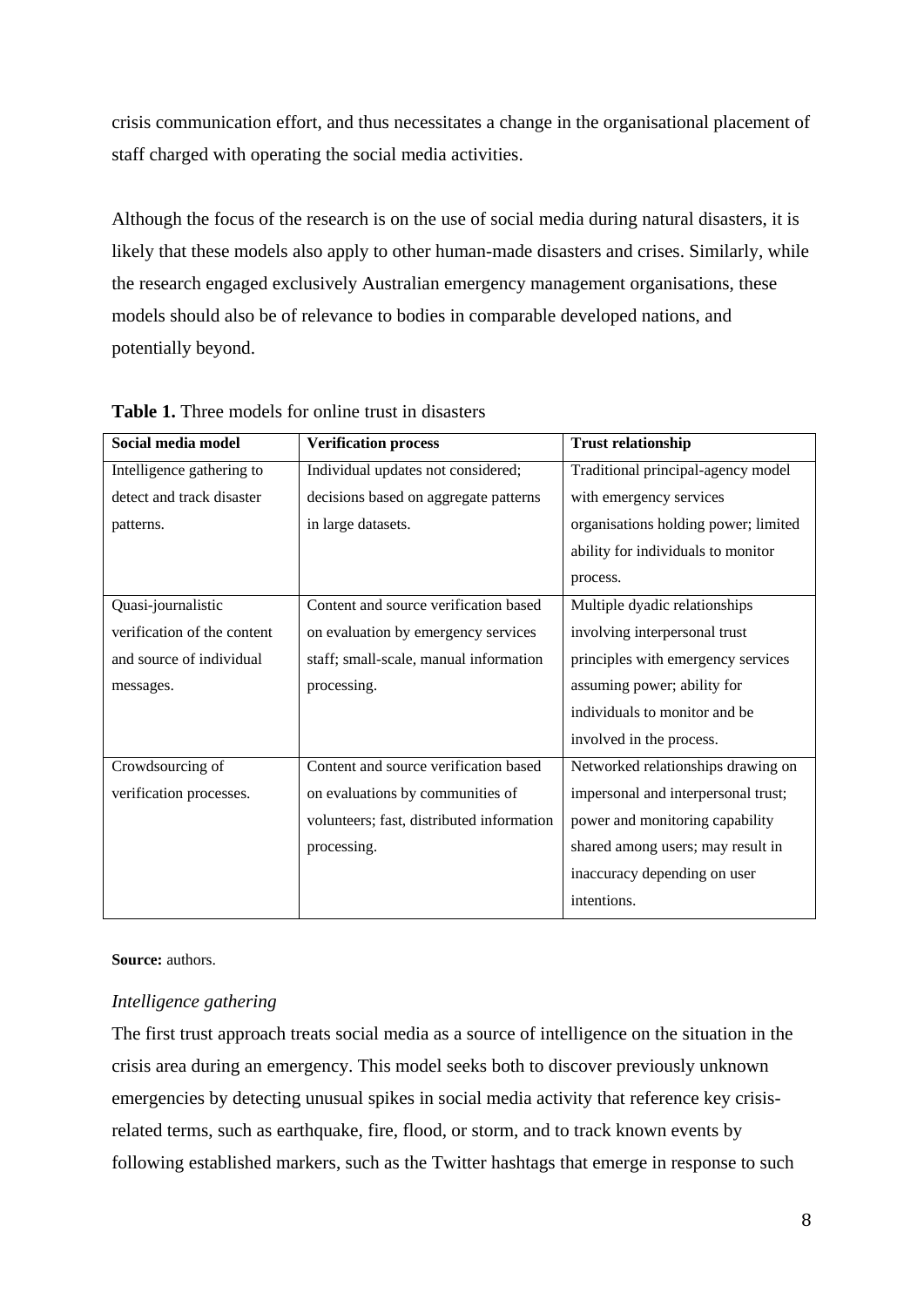crisis communication effort, and thus necessitates a change in the organisational placement of staff charged with operating the social media activities.

Although the focus of the research is on the use of social media during natural disasters, it is likely that these models also apply to other human-made disasters and crises. Similarly, while the research engaged exclusively Australian emergency management organisations, these models should also be of relevance to bodies in comparable developed nations, and potentially beyond.

**Table 1.** Three models for online trust in disasters

| Social media model | Verification process | Trust relationship |
|---|---|---|
| Intelligence gathering to detect and track disaster patterns. | Individual updates not considered; decisions based on aggregate patterns in large datasets. | Traditional principal-agency model with emergency services organisations holding power; limited ability for individuals to monitor process. |
| Quasi-journalistic verification of the content and source of individual messages. | Content and source verification based on evaluation by emergency services staff; small-scale, manual information processing. | Multiple dyadic relationships involving interpersonal trust principles with emergency services assuming power; ability for individuals to monitor and be involved in the process. |
| Crowdsourcing of verification processes. | Content and source verification based on evaluations by communities of volunteers; fast, distributed information processing. | Networked relationships drawing on impersonal and interpersonal trust; power and monitoring capability shared among users; may result in inaccuracy depending on user intentions. |

**Source:** authors.

### *Intelligence gathering*

The first trust approach treats social media as a source of intelligence on the situation in the crisis area during an emergency. This model seeks both to discover previously unknown emergencies by detecting unusual spikes in social media activity that reference key crisis-related terms, such as earthquake, fire, flood, or storm, and to track known events by following established markers, such as the Twitter hashtags that emerge in response to such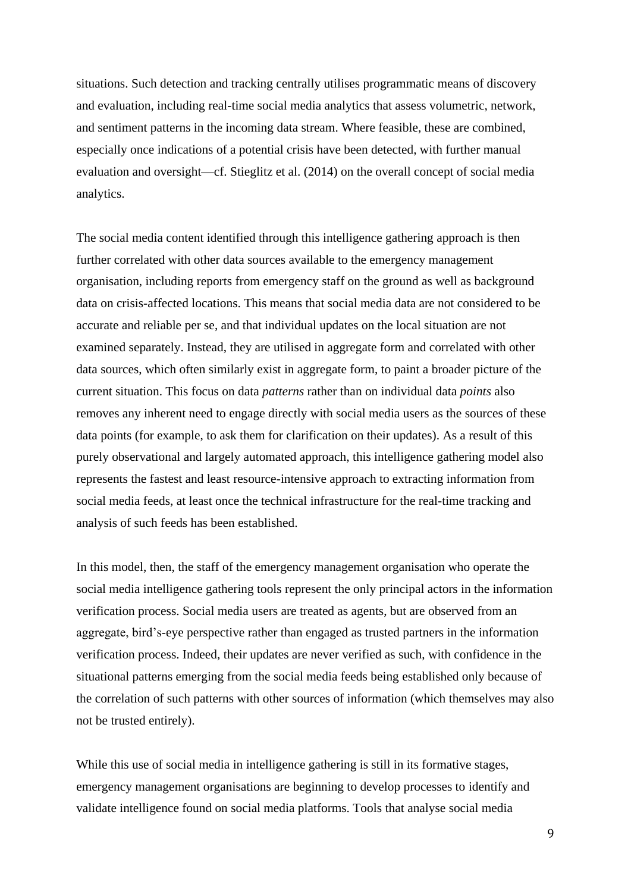situations. Such detection and tracking centrally utilises programmatic means of discovery and evaluation, including real-time social media analytics that assess volumetric, network, and sentiment patterns in the incoming data stream. Where feasible, these are combined, especially once indications of a potential crisis have been detected, with further manual evaluation and oversight—cf. Stieglitz et al. (2014) on the overall concept of social media analytics.

The social media content identified through this intelligence gathering approach is then further correlated with other data sources available to the emergency management organisation, including reports from emergency staff on the ground as well as background data on crisis-affected locations. This means that social media data are not considered to be accurate and reliable per se, and that individual updates on the local situation are not examined separately. Instead, they are utilised in aggregate form and correlated with other data sources, which often similarly exist in aggregate form, to paint a broader picture of the current situation. This focus on data *patterns* rather than on individual data *points* also removes any inherent need to engage directly with social media users as the sources of these data points (for example, to ask them for clarification on their updates). As a result of this purely observational and largely automated approach, this intelligence gathering model also represents the fastest and least resource-intensive approach to extracting information from social media feeds, at least once the technical infrastructure for the real-time tracking and analysis of such feeds has been established.

In this model, then, the staff of the emergency management organisation who operate the social media intelligence gathering tools represent the only principal actors in the information verification process. Social media users are treated as agents, but are observed from an aggregate, bird's-eye perspective rather than engaged as trusted partners in the information verification process. Indeed, their updates are never verified as such, with confidence in the situational patterns emerging from the social media feeds being established only because of the correlation of such patterns with other sources of information (which themselves may also not be trusted entirely).

While this use of social media in intelligence gathering is still in its formative stages, emergency management organisations are beginning to develop processes to identify and validate intelligence found on social media platforms. Tools that analyse social media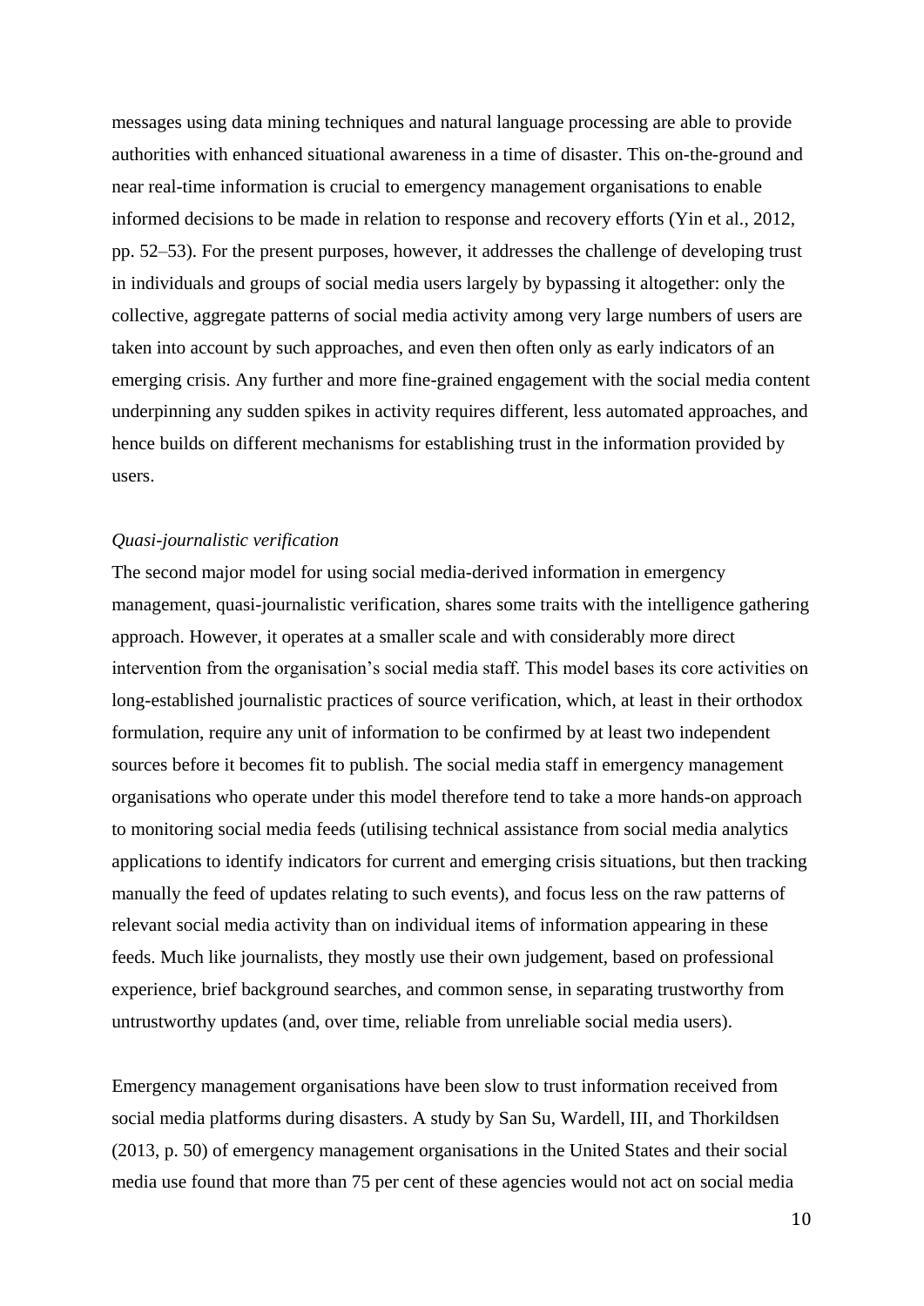messages using data mining techniques and natural language processing are able to provide authorities with enhanced situational awareness in a time of disaster. This on-the-ground and near real-time information is crucial to emergency management organisations to enable informed decisions to be made in relation to response and recovery efforts (Yin et al., 2012, pp. 52–53). For the present purposes, however, it addresses the challenge of developing trust in individuals and groups of social media users largely by bypassing it altogether: only the collective, aggregate patterns of social media activity among very large numbers of users are taken into account by such approaches, and even then often only as early indicators of an emerging crisis. Any further and more fine-grained engagement with the social media content underpinning any sudden spikes in activity requires different, less automated approaches, and hence builds on different mechanisms for establishing trust in the information provided by users.

*Quasi-journalistic verification*

The second major model for using social media-derived information in emergency management, quasi-journalistic verification, shares some traits with the intelligence gathering approach. However, it operates at a smaller scale and with considerably more direct intervention from the organisation's social media staff. This model bases its core activities on long-established journalistic practices of source verification, which, at least in their orthodox formulation, require any unit of information to be confirmed by at least two independent sources before it becomes fit to publish. The social media staff in emergency management organisations who operate under this model therefore tend to take a more hands-on approach to monitoring social media feeds (utilising technical assistance from social media analytics applications to identify indicators for current and emerging crisis situations, but then tracking manually the feed of updates relating to such events), and focus less on the raw patterns of relevant social media activity than on individual items of information appearing in these feeds. Much like journalists, they mostly use their own judgement, based on professional experience, brief background searches, and common sense, in separating trustworthy from untrustworthy updates (and, over time, reliable from unreliable social media users).

Emergency management organisations have been slow to trust information received from social media platforms during disasters. A study by San Su, Wardell, III, and Thorkildsen (2013, p. 50) of emergency management organisations in the United States and their social media use found that more than 75 per cent of these agencies would not act on social media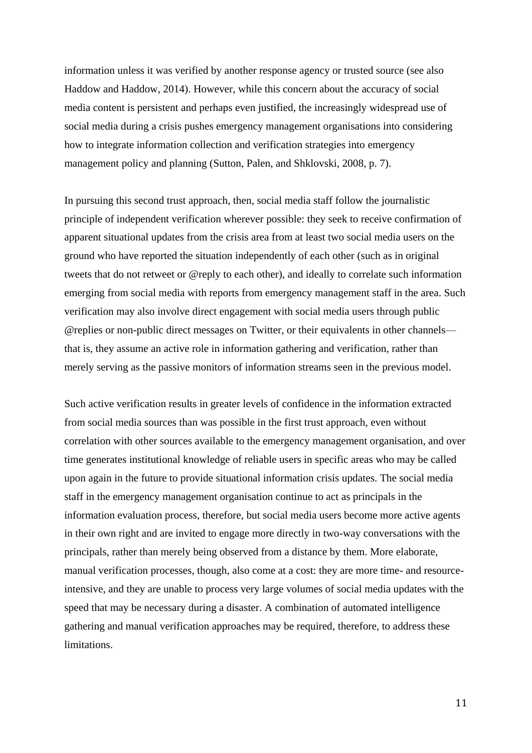information unless it was verified by another response agency or trusted source (see also Haddow and Haddow, 2014). However, while this concern about the accuracy of social media content is persistent and perhaps even justified, the increasingly widespread use of social media during a crisis pushes emergency management organisations into considering how to integrate information collection and verification strategies into emergency management policy and planning (Sutton, Palen, and Shklovski, 2008, p. 7).

In pursuing this second trust approach, then, social media staff follow the journalistic principle of independent verification wherever possible: they seek to receive confirmation of apparent situational updates from the crisis area from at least two social media users on the ground who have reported the situation independently of each other (such as in original tweets that do not retweet or @reply to each other), and ideally to correlate such information emerging from social media with reports from emergency management staff in the area. Such verification may also involve direct engagement with social media users through public @replies or non-public direct messages on Twitter, or their equivalents in other channels—that is, they assume an active role in information gathering and verification, rather than merely serving as the passive monitors of information streams seen in the previous model.

Such active verification results in greater levels of confidence in the information extracted from social media sources than was possible in the first trust approach, even without correlation with other sources available to the emergency management organisation, and over time generates institutional knowledge of reliable users in specific areas who may be called upon again in the future to provide situational information crisis updates. The social media staff in the emergency management organisation continue to act as principals in the information evaluation process, therefore, but social media users become more active agents in their own right and are invited to engage more directly in two-way conversations with the principals, rather than merely being observed from a distance by them. More elaborate, manual verification processes, though, also come at a cost: they are more time- and resource-intensive, and they are unable to process very large volumes of social media updates with the speed that may be necessary during a disaster. A combination of automated intelligence gathering and manual verification approaches may be required, therefore, to address these limitations.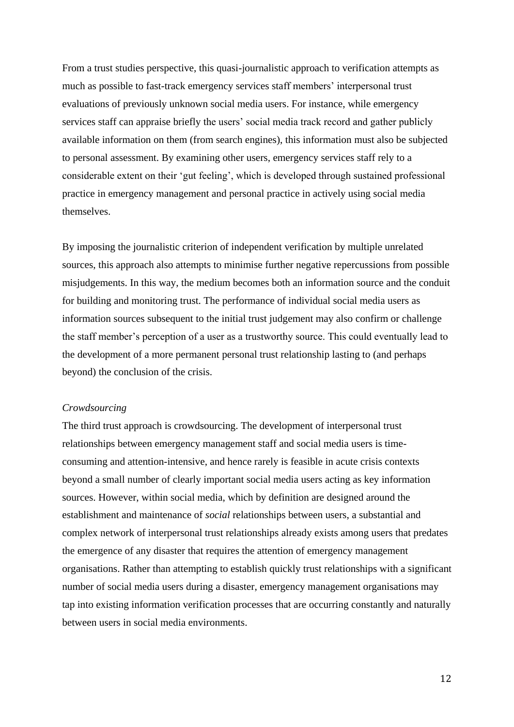From a trust studies perspective, this quasi-journalistic approach to verification attempts as much as possible to fast-track emergency services staff members' interpersonal trust evaluations of previously unknown social media users. For instance, while emergency services staff can appraise briefly the users' social media track record and gather publicly available information on them (from search engines), this information must also be subjected to personal assessment. By examining other users, emergency services staff rely to a considerable extent on their 'gut feeling', which is developed through sustained professional practice in emergency management and personal practice in actively using social media themselves.

By imposing the journalistic criterion of independent verification by multiple unrelated sources, this approach also attempts to minimise further negative repercussions from possible misjudgements. In this way, the medium becomes both an information source and the conduit for building and monitoring trust. The performance of individual social media users as information sources subsequent to the initial trust judgement may also confirm or challenge the staff member's perception of a user as a trustworthy source. This could eventually lead to the development of a more permanent personal trust relationship lasting to (and perhaps beyond) the conclusion of the crisis.

*Crowdsourcing*

The third trust approach is crowdsourcing. The development of interpersonal trust relationships between emergency management staff and social media users is time-consuming and attention-intensive, and hence rarely is feasible in acute crisis contexts beyond a small number of clearly important social media users acting as key information sources. However, within social media, which by definition are designed around the establishment and maintenance of *social* relationships between users, a substantial and complex network of interpersonal trust relationships already exists among users that predates the emergence of any disaster that requires the attention of emergency management organisations. Rather than attempting to establish quickly trust relationships with a significant number of social media users during a disaster, emergency management organisations may tap into existing information verification processes that are occurring constantly and naturally between users in social media environments.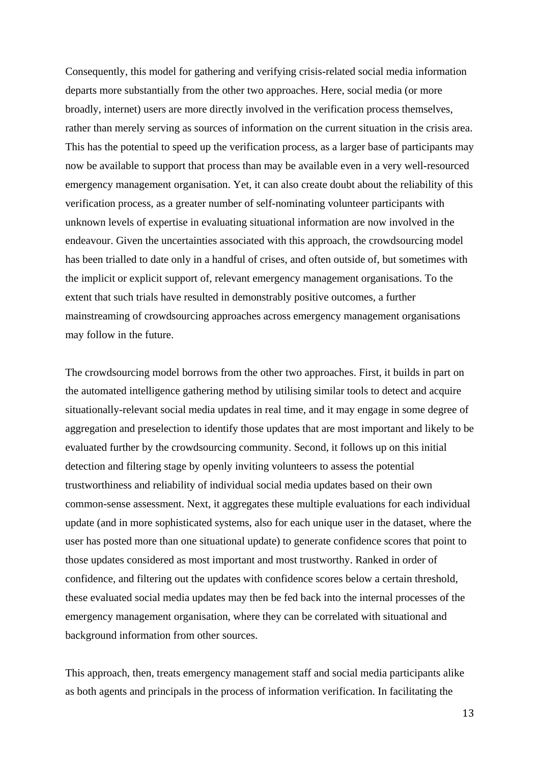Consequently, this model for gathering and verifying crisis-related social media information departs more substantially from the other two approaches. Here, social media (or more broadly, internet) users are more directly involved in the verification process themselves, rather than merely serving as sources of information on the current situation in the crisis area. This has the potential to speed up the verification process, as a larger base of participants may now be available to support that process than may be available even in a very well-resourced emergency management organisation. Yet, it can also create doubt about the reliability of this verification process, as a greater number of self-nominating volunteer participants with unknown levels of expertise in evaluating situational information are now involved in the endeavour. Given the uncertainties associated with this approach, the crowdsourcing model has been trialled to date only in a handful of crises, and often outside of, but sometimes with the implicit or explicit support of, relevant emergency management organisations. To the extent that such trials have resulted in demonstrably positive outcomes, a further mainstreaming of crowdsourcing approaches across emergency management organisations may follow in the future.

The crowdsourcing model borrows from the other two approaches. First, it builds in part on the automated intelligence gathering method by utilising similar tools to detect and acquire situationally-relevant social media updates in real time, and it may engage in some degree of aggregation and preselection to identify those updates that are most important and likely to be evaluated further by the crowdsourcing community. Second, it follows up on this initial detection and filtering stage by openly inviting volunteers to assess the potential trustworthiness and reliability of individual social media updates based on their own common-sense assessment. Next, it aggregates these multiple evaluations for each individual update (and in more sophisticated systems, also for each unique user in the dataset, where the user has posted more than one situational update) to generate confidence scores that point to those updates considered as most important and most trustworthy. Ranked in order of confidence, and filtering out the updates with confidence scores below a certain threshold, these evaluated social media updates may then be fed back into the internal processes of the emergency management organisation, where they can be correlated with situational and background information from other sources.

This approach, then, treats emergency management staff and social media participants alike as both agents and principals in the process of information verification. In facilitating the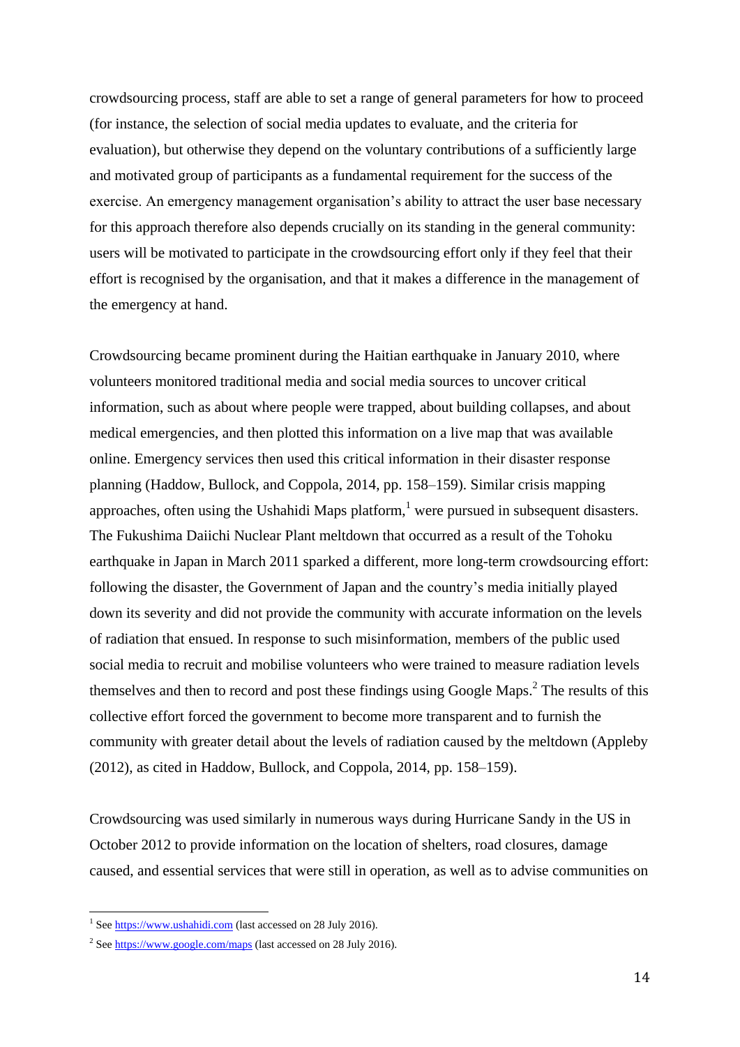crowdsourcing process, staff are able to set a range of general parameters for how to proceed (for instance, the selection of social media updates to evaluate, and the criteria for evaluation), but otherwise they depend on the voluntary contributions of a sufficiently large and motivated group of participants as a fundamental requirement for the success of the exercise. An emergency management organisation's ability to attract the user base necessary for this approach therefore also depends crucially on its standing in the general community: users will be motivated to participate in the crowdsourcing effort only if they feel that their effort is recognised by the organisation, and that it makes a difference in the management of the emergency at hand.

Crowdsourcing became prominent during the Haitian earthquake in January 2010, where volunteers monitored traditional media and social media sources to uncover critical information, such as about where people were trapped, about building collapses, and about medical emergencies, and then plotted this information on a live map that was available online. Emergency services then used this critical information in their disaster response planning (Haddow, Bullock, and Coppola, 2014, pp. 158–159). Similar crisis mapping approaches, often using the Ushahidi Maps platform,[1] were pursued in subsequent disasters. The Fukushima Daiichi Nuclear Plant meltdown that occurred as a result of the Tohoku earthquake in Japan in March 2011 sparked a different, more long-term crowdsourcing effort: following the disaster, the Government of Japan and the country's media initially played down its severity and did not provide the community with accurate information on the levels of radiation that ensued. In response to such misinformation, members of the public used social media to recruit and mobilise volunteers who were trained to measure radiation levels themselves and then to record and post these findings using Google Maps.[2] The results of this collective effort forced the government to become more transparent and to furnish the community with greater detail about the levels of radiation caused by the meltdown (Appleby (2012), as cited in Haddow, Bullock, and Coppola, 2014, pp. 158–159).

Crowdsourcing was used similarly in numerous ways during Hurricane Sandy in the US in October 2012 to provide information on the location of shelters, road closures, damage caused, and essential services that were still in operation, as well as to advise communities on

---

[1] See https://www.ushahidi.com (last accessed on 28 July 2016).

[2] See https://www.google.com/maps (last accessed on 28 July 2016).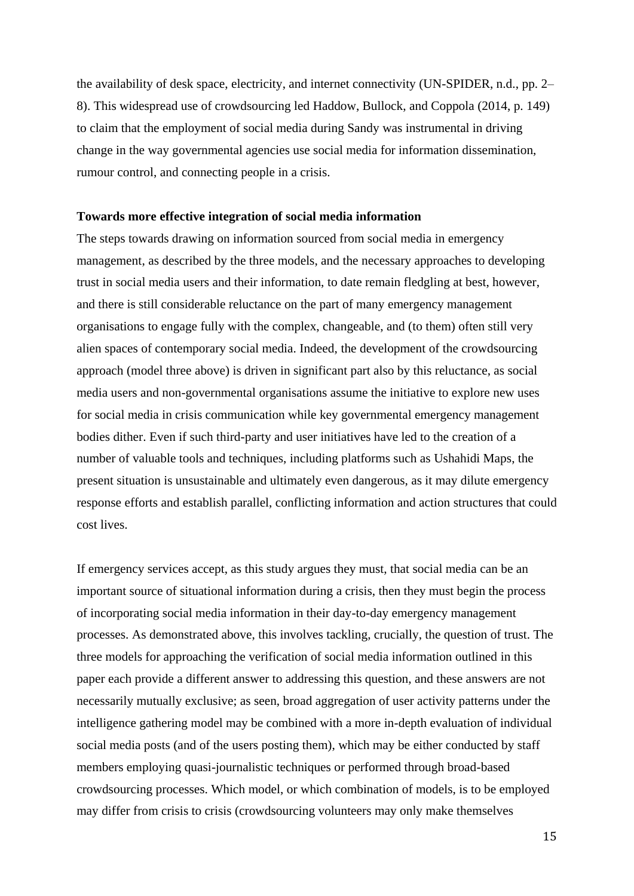the availability of desk space, electricity, and internet connectivity (UN-SPIDER, n.d., pp. 2–8). This widespread use of crowdsourcing led Haddow, Bullock, and Coppola (2014, p. 149) to claim that the employment of social media during Sandy was instrumental in driving change in the way governmental agencies use social media for information dissemination, rumour control, and connecting people in a crisis.

**Towards more effective integration of social media information**

The steps towards drawing on information sourced from social media in emergency management, as described by the three models, and the necessary approaches to developing trust in social media users and their information, to date remain fledgling at best, however, and there is still considerable reluctance on the part of many emergency management organisations to engage fully with the complex, changeable, and (to them) often still very alien spaces of contemporary social media. Indeed, the development of the crowdsourcing approach (model three above) is driven in significant part also by this reluctance, as social media users and non-governmental organisations assume the initiative to explore new uses for social media in crisis communication while key governmental emergency management bodies dither. Even if such third-party and user initiatives have led to the creation of a number of valuable tools and techniques, including platforms such as Ushahidi Maps, the present situation is unsustainable and ultimately even dangerous, as it may dilute emergency response efforts and establish parallel, conflicting information and action structures that could cost lives.

If emergency services accept, as this study argues they must, that social media can be an important source of situational information during a crisis, then they must begin the process of incorporating social media information in their day-to-day emergency management processes. As demonstrated above, this involves tackling, crucially, the question of trust. The three models for approaching the verification of social media information outlined in this paper each provide a different answer to addressing this question, and these answers are not necessarily mutually exclusive; as seen, broad aggregation of user activity patterns under the intelligence gathering model may be combined with a more in-depth evaluation of individual social media posts (and of the users posting them), which may be either conducted by staff members employing quasi-journalistic techniques or performed through broad-based crowdsourcing processes. Which model, or which combination of models, is to be employed may differ from crisis to crisis (crowdsourcing volunteers may only make themselves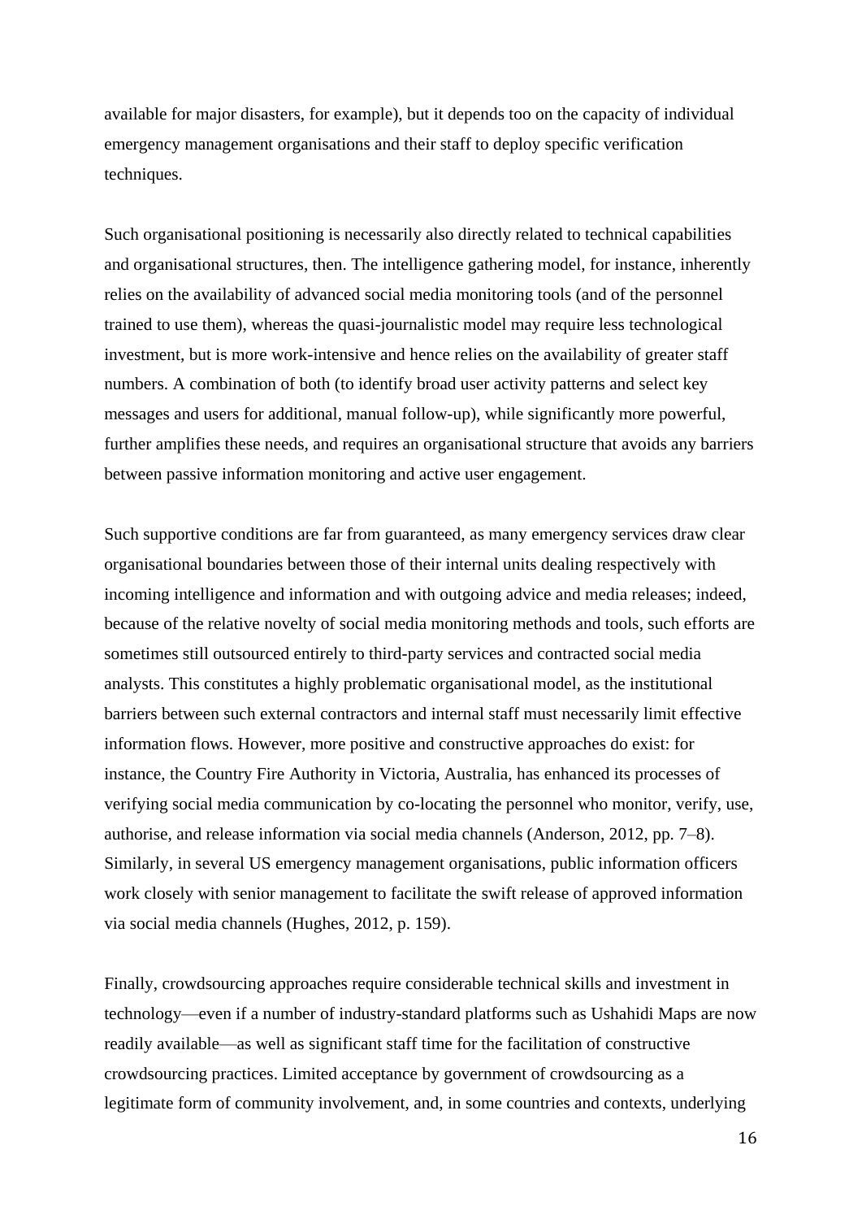available for major disasters, for example), but it depends too on the capacity of individual emergency management organisations and their staff to deploy specific verification techniques.

Such organisational positioning is necessarily also directly related to technical capabilities and organisational structures, then. The intelligence gathering model, for instance, inherently relies on the availability of advanced social media monitoring tools (and of the personnel trained to use them), whereas the quasi-journalistic model may require less technological investment, but is more work-intensive and hence relies on the availability of greater staff numbers. A combination of both (to identify broad user activity patterns and select key messages and users for additional, manual follow-up), while significantly more powerful, further amplifies these needs, and requires an organisational structure that avoids any barriers between passive information monitoring and active user engagement.

Such supportive conditions are far from guaranteed, as many emergency services draw clear organisational boundaries between those of their internal units dealing respectively with incoming intelligence and information and with outgoing advice and media releases; indeed, because of the relative novelty of social media monitoring methods and tools, such efforts are sometimes still outsourced entirely to third-party services and contracted social media analysts. This constitutes a highly problematic organisational model, as the institutional barriers between such external contractors and internal staff must necessarily limit effective information flows. However, more positive and constructive approaches do exist: for instance, the Country Fire Authority in Victoria, Australia, has enhanced its processes of verifying social media communication by co-locating the personnel who monitor, verify, use, authorise, and release information via social media channels (Anderson, 2012, pp. 7–8). Similarly, in several US emergency management organisations, public information officers work closely with senior management to facilitate the swift release of approved information via social media channels (Hughes, 2012, p. 159).

Finally, crowdsourcing approaches require considerable technical skills and investment in technology—even if a number of industry-standard platforms such as Ushahidi Maps are now readily available—as well as significant staff time for the facilitation of constructive crowdsourcing practices. Limited acceptance by government of crowdsourcing as a legitimate form of community involvement, and, in some countries and contexts, underlying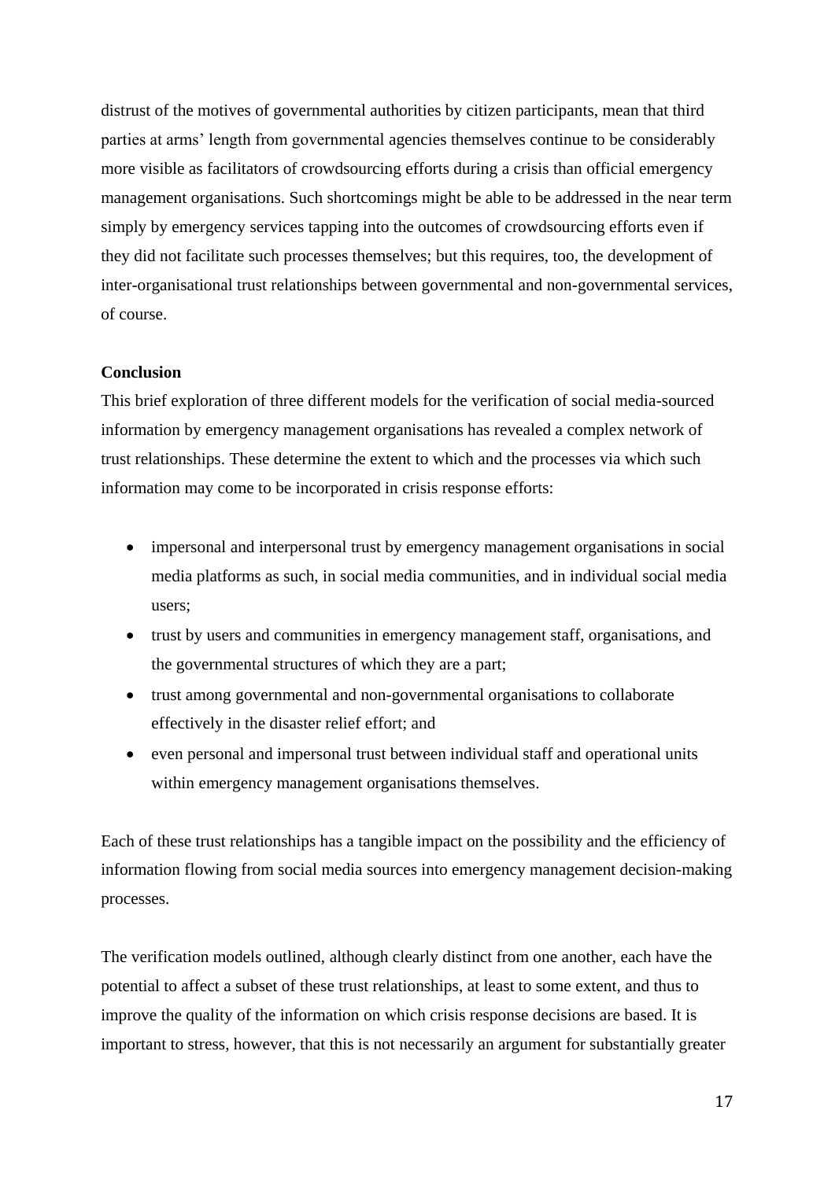distrust of the motives of governmental authorities by citizen participants, mean that third parties at arms' length from governmental agencies themselves continue to be considerably more visible as facilitators of crowdsourcing efforts during a crisis than official emergency management organisations. Such shortcomings might be able to be addressed in the near term simply by emergency services tapping into the outcomes of crowdsourcing efforts even if they did not facilitate such processes themselves; but this requires, too, the development of inter-organisational trust relationships between governmental and non-governmental services, of course.

**Conclusion**

This brief exploration of three different models for the verification of social media-sourced information by emergency management organisations has revealed a complex network of trust relationships. These determine the extent to which and the processes via which such information may come to be incorporated in crisis response efforts:

- impersonal and interpersonal trust by emergency management organisations in social media platforms as such, in social media communities, and in individual social media users;
- trust by users and communities in emergency management staff, organisations, and the governmental structures of which they are a part;
- trust among governmental and non-governmental organisations to collaborate effectively in the disaster relief effort; and
- even personal and impersonal trust between individual staff and operational units within emergency management organisations themselves.

Each of these trust relationships has a tangible impact on the possibility and the efficiency of information flowing from social media sources into emergency management decision-making processes.

The verification models outlined, although clearly distinct from one another, each have the potential to affect a subset of these trust relationships, at least to some extent, and thus to improve the quality of the information on which crisis response decisions are based. It is important to stress, however, that this is not necessarily an argument for substantially greater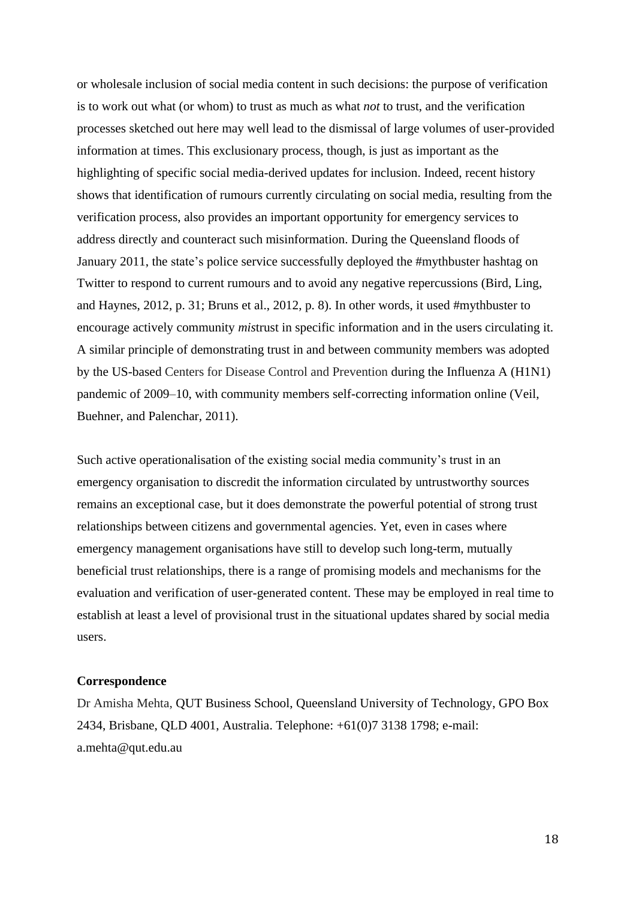or wholesale inclusion of social media content in such decisions: the purpose of verification is to work out what (or whom) to trust as much as what *not* to trust, and the verification processes sketched out here may well lead to the dismissal of large volumes of user-provided information at times. This exclusionary process, though, is just as important as the highlighting of specific social media-derived updates for inclusion. Indeed, recent history shows that identification of rumours currently circulating on social media, resulting from the verification process, also provides an important opportunity for emergency services to address directly and counteract such misinformation. During the Queensland floods of January 2011, the state's police service successfully deployed the #mythbuster hashtag on Twitter to respond to current rumours and to avoid any negative repercussions (Bird, Ling, and Haynes, 2012, p. 31; Bruns et al., 2012, p. 8). In other words, it used #mythbuster to encourage actively community *mis*trust in specific information and in the users circulating it. A similar principle of demonstrating trust in and between community members was adopted by the US-based Centers for Disease Control and Prevention during the Influenza A (H1N1) pandemic of 2009–10, with community members self-correcting information online (Veil, Buehner, and Palenchar, 2011).

Such active operationalisation of the existing social media community's trust in an emergency organisation to discredit the information circulated by untrustworthy sources remains an exceptional case, but it does demonstrate the powerful potential of strong trust relationships between citizens and governmental agencies. Yet, even in cases where emergency management organisations have still to develop such long-term, mutually beneficial trust relationships, there is a range of promising models and mechanisms for the evaluation and verification of user-generated content. These may be employed in real time to establish at least a level of provisional trust in the situational updates shared by social media users.

**Correspondence**

Dr Amisha Mehta, QUT Business School, Queensland University of Technology, GPO Box 2434, Brisbane, QLD 4001, Australia. Telephone: +61(0)7 3138 1798; e-mail: a.mehta@qut.edu.au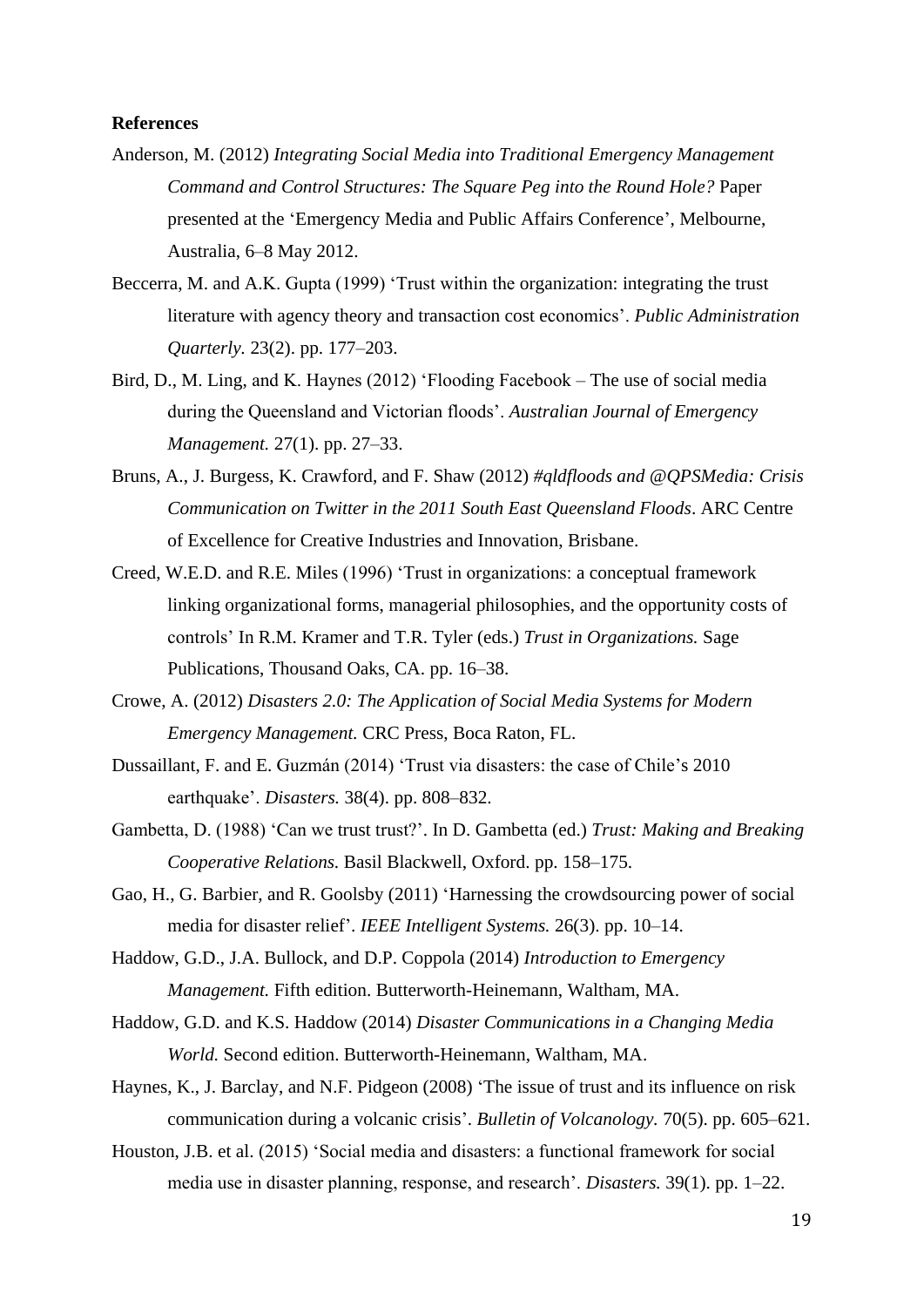**References**

Anderson, M. (2012) *Integrating Social Media into Traditional Emergency Management Command and Control Structures: The Square Peg into the Round Hole?* Paper presented at the 'Emergency Media and Public Affairs Conference', Melbourne, Australia, 6–8 May 2012.

Beccerra, M. and A.K. Gupta (1999) 'Trust within the organization: integrating the trust literature with agency theory and transaction cost economics'. *Public Administration Quarterly.* 23(2). pp. 177–203.

Bird, D., M. Ling, and K. Haynes (2012) 'Flooding Facebook – The use of social media during the Queensland and Victorian floods'. *Australian Journal of Emergency Management.* 27(1). pp. 27–33.

Bruns, A., J. Burgess, K. Crawford, and F. Shaw (2012) *#qldfloods and @QPSMedia: Crisis Communication on Twitter in the 2011 South East Queensland Floods*. ARC Centre of Excellence for Creative Industries and Innovation, Brisbane.

Creed, W.E.D. and R.E. Miles (1996) 'Trust in organizations: a conceptual framework linking organizational forms, managerial philosophies, and the opportunity costs of controls' In R.M. Kramer and T.R. Tyler (eds.) *Trust in Organizations.* Sage Publications, Thousand Oaks, CA. pp. 16–38.

Crowe, A. (2012) *Disasters 2.0: The Application of Social Media Systems for Modern Emergency Management.* CRC Press, Boca Raton, FL.

Dussaillant, F. and E. Guzmán (2014) 'Trust via disasters: the case of Chile's 2010 earthquake'. *Disasters.* 38(4). pp. 808–832.

Gambetta, D. (1988) 'Can we trust trust?'. In D. Gambetta (ed.) *Trust: Making and Breaking Cooperative Relations.* Basil Blackwell, Oxford. pp. 158–175.

Gao, H., G. Barbier, and R. Goolsby (2011) 'Harnessing the crowdsourcing power of social media for disaster relief'. *IEEE Intelligent Systems.* 26(3). pp. 10–14.

Haddow, G.D., J.A. Bullock, and D.P. Coppola (2014) *Introduction to Emergency Management.* Fifth edition. Butterworth-Heinemann, Waltham, MA.

Haddow, G.D. and K.S. Haddow (2014) *Disaster Communications in a Changing Media World.* Second edition. Butterworth-Heinemann, Waltham, MA.

Haynes, K., J. Barclay, and N.F. Pidgeon (2008) 'The issue of trust and its influence on risk communication during a volcanic crisis'. *Bulletin of Volcanology.* 70(5). pp. 605–621.

Houston, J.B. et al. (2015) 'Social media and disasters: a functional framework for social media use in disaster planning, response, and research'. *Disasters.* 39(1). pp. 1–22.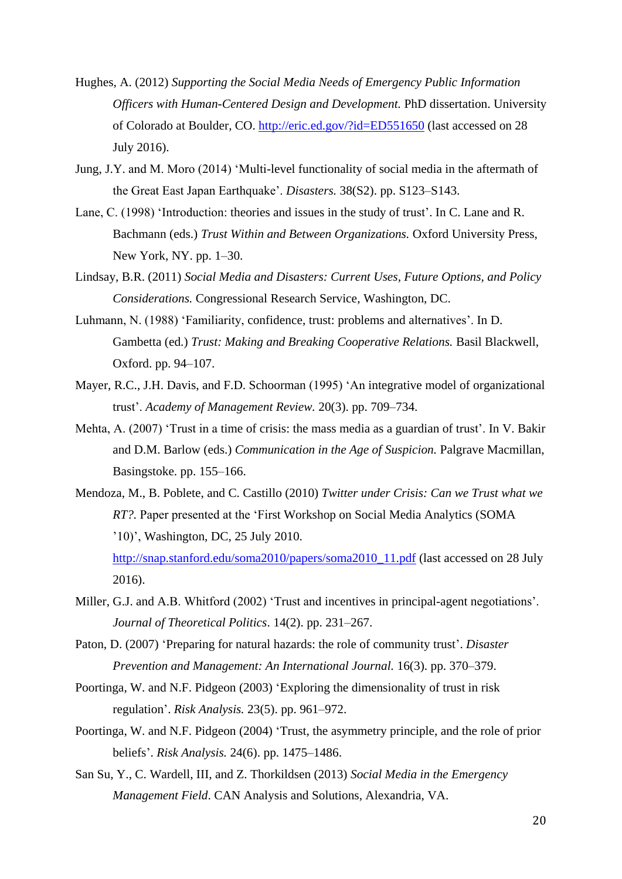Hughes, A. (2012) *Supporting the Social Media Needs of Emergency Public Information Officers with Human-Centered Design and Development.* PhD dissertation. University of Colorado at Boulder, CO. http://eric.ed.gov/?id=ED551650 (last accessed on 28 July 2016).

Jung, J.Y. and M. Moro (2014) 'Multi-level functionality of social media in the aftermath of the Great East Japan Earthquake'. *Disasters.* 38(S2). pp. S123–S143.

Lane, C. (1998) 'Introduction: theories and issues in the study of trust'. In C. Lane and R. Bachmann (eds.) *Trust Within and Between Organizations.* Oxford University Press, New York, NY. pp. 1–30.

Lindsay, B.R. (2011) *Social Media and Disasters: Current Uses, Future Options, and Policy Considerations.* Congressional Research Service, Washington, DC.

Luhmann, N. (1988) 'Familiarity, confidence, trust: problems and alternatives'. In D. Gambetta (ed.) *Trust: Making and Breaking Cooperative Relations.* Basil Blackwell, Oxford. pp. 94–107.

Mayer, R.C., J.H. Davis, and F.D. Schoorman (1995) 'An integrative model of organizational trust'. *Academy of Management Review.* 20(3). pp. 709–734.

Mehta, A. (2007) 'Trust in a time of crisis: the mass media as a guardian of trust'. In V. Bakir and D.M. Barlow (eds.) *Communication in the Age of Suspicion.* Palgrave Macmillan, Basingstoke. pp. 155–166.

Mendoza, M., B. Poblete, and C. Castillo (2010) *Twitter under Crisis: Can we Trust what we RT?.* Paper presented at the 'First Workshop on Social Media Analytics (SOMA '10)', Washington, DC, 25 July 2010. http://snap.stanford.edu/soma2010/papers/soma2010_11.pdf (last accessed on 28 July 2016).

Miller, G.J. and A.B. Whitford (2002) 'Trust and incentives in principal-agent negotiations'. *Journal of Theoretical Politics*. 14(2). pp. 231–267.

Paton, D. (2007) 'Preparing for natural hazards: the role of community trust'. *Disaster Prevention and Management: An International Journal.* 16(3). pp. 370–379.

Poortinga, W. and N.F. Pidgeon (2003) 'Exploring the dimensionality of trust in risk regulation'. *Risk Analysis.* 23(5). pp. 961–972.

Poortinga, W. and N.F. Pidgeon (2004) 'Trust, the asymmetry principle, and the role of prior beliefs'. *Risk Analysis.* 24(6). pp. 1475–1486.

San Su, Y., C. Wardell, III, and Z. Thorkildsen (2013) *Social Media in the Emergency Management Field*. CAN Analysis and Solutions, Alexandria, VA.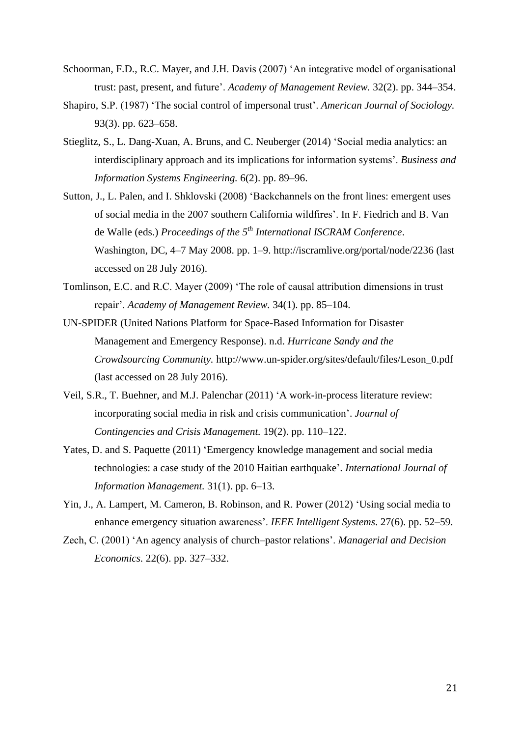Schoorman, F.D., R.C. Mayer, and J.H. Davis (2007) 'An integrative model of organisational trust: past, present, and future'. *Academy of Management Review.* 32(2). pp. 344–354.

Shapiro, S.P. (1987) 'The social control of impersonal trust'. *American Journal of Sociology.* 93(3). pp. 623–658.

Stieglitz, S., L. Dang-Xuan, A. Bruns, and C. Neuberger (2014) 'Social media analytics: an interdisciplinary approach and its implications for information systems'. *Business and Information Systems Engineering.* 6(2). pp. 89–96.

Sutton, J., L. Palen, and I. Shklovski (2008) 'Backchannels on the front lines: emergent uses of social media in the 2007 southern California wildfires'. In F. Fiedrich and B. Van de Walle (eds.) *Proceedings of the 5th International ISCRAM Conference*. Washington, DC, 4–7 May 2008. pp. 1–9. http://iscramlive.org/portal/node/2236 (last accessed on 28 July 2016).

Tomlinson, E.C. and R.C. Mayer (2009) 'The role of causal attribution dimensions in trust repair'. *Academy of Management Review.* 34(1). pp. 85–104.

UN-SPIDER (United Nations Platform for Space-Based Information for Disaster Management and Emergency Response). n.d. *Hurricane Sandy and the Crowdsourcing Community.* http://www.un-spider.org/sites/default/files/Leson_0.pdf (last accessed on 28 July 2016).

Veil, S.R., T. Buehner, and M.J. Palenchar (2011) 'A work-in-process literature review: incorporating social media in risk and crisis communication'. *Journal of Contingencies and Crisis Management.* 19(2). pp. 110–122.

Yates, D. and S. Paquette (2011) 'Emergency knowledge management and social media technologies: a case study of the 2010 Haitian earthquake'. *International Journal of Information Management.* 31(1). pp. 6–13.

Yin, J., A. Lampert, M. Cameron, B. Robinson, and R. Power (2012) 'Using social media to enhance emergency situation awareness'. *IEEE Intelligent Systems*. 27(6). pp. 52–59.

Zech, C. (2001) 'An agency analysis of church–pastor relations'. *Managerial and Decision Economics.* 22(6). pp. 327–332.